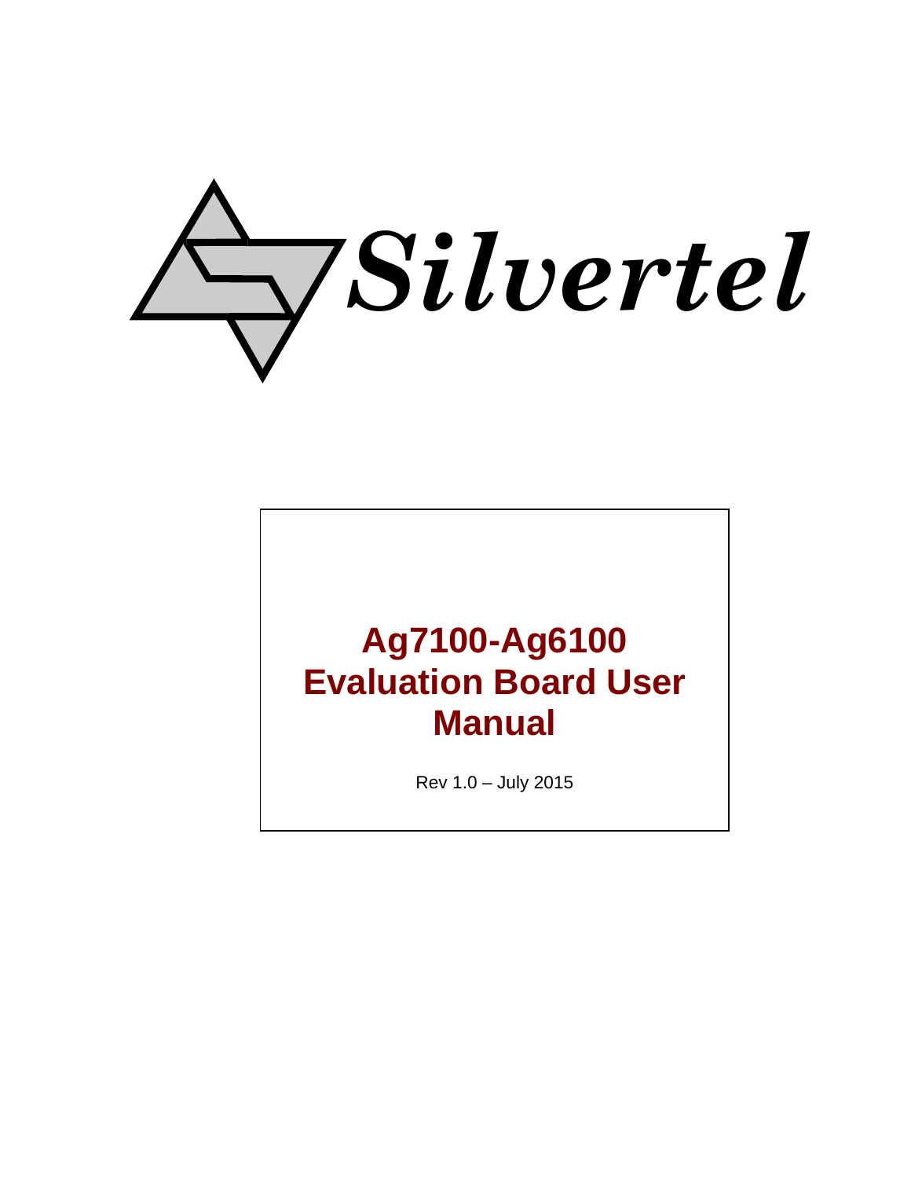Silvertel

# Ag7100-Ag6100 Evaluation Board User Manual

Rev 1.0 – July 2015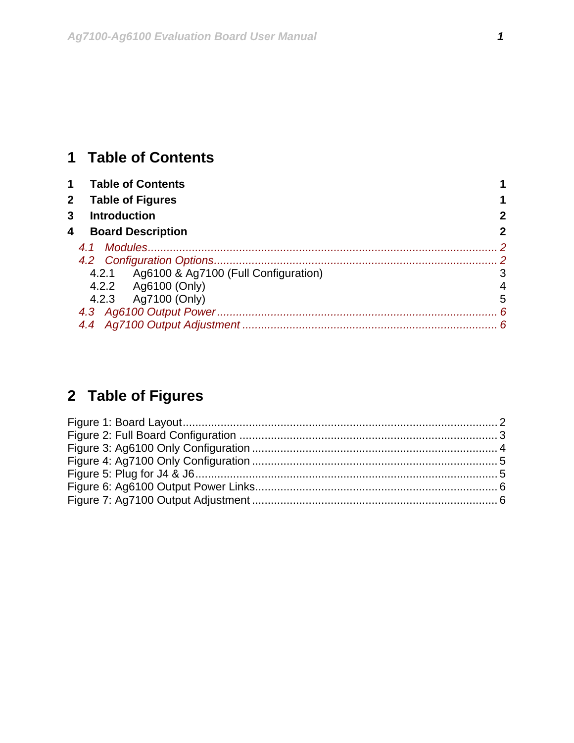# 1 Table of Contents

**1 Table of Contents 1**
**2 Table of Figures 1**
**3 Introduction 2**
**4 Board Description 2**

*4.1 Modules ... 2*
*4.2 Configuration Options ... 2*
4.2.1 Ag6100 & Ag7100 (Full Configuration) 3
4.2.2 Ag6100 (Only) 4
4.2.3 Ag7100 (Only) 5
*4.3 Ag6100 Output Power ... 6*
*4.4 Ag7100 Output Adjustment ... 6*

# 2 Table of Figures

Figure 1: Board Layout ... 2
Figure 2: Full Board Configuration ... 3
Figure 3: Ag6100 Only Configuration ... 4
Figure 4: Ag7100 Only Configuration ... 5
Figure 5: Plug for J4 & J6 ... 5
Figure 6: Ag6100 Output Power Links ... 6
Figure 7: Ag7100 Output Adjustment ... 6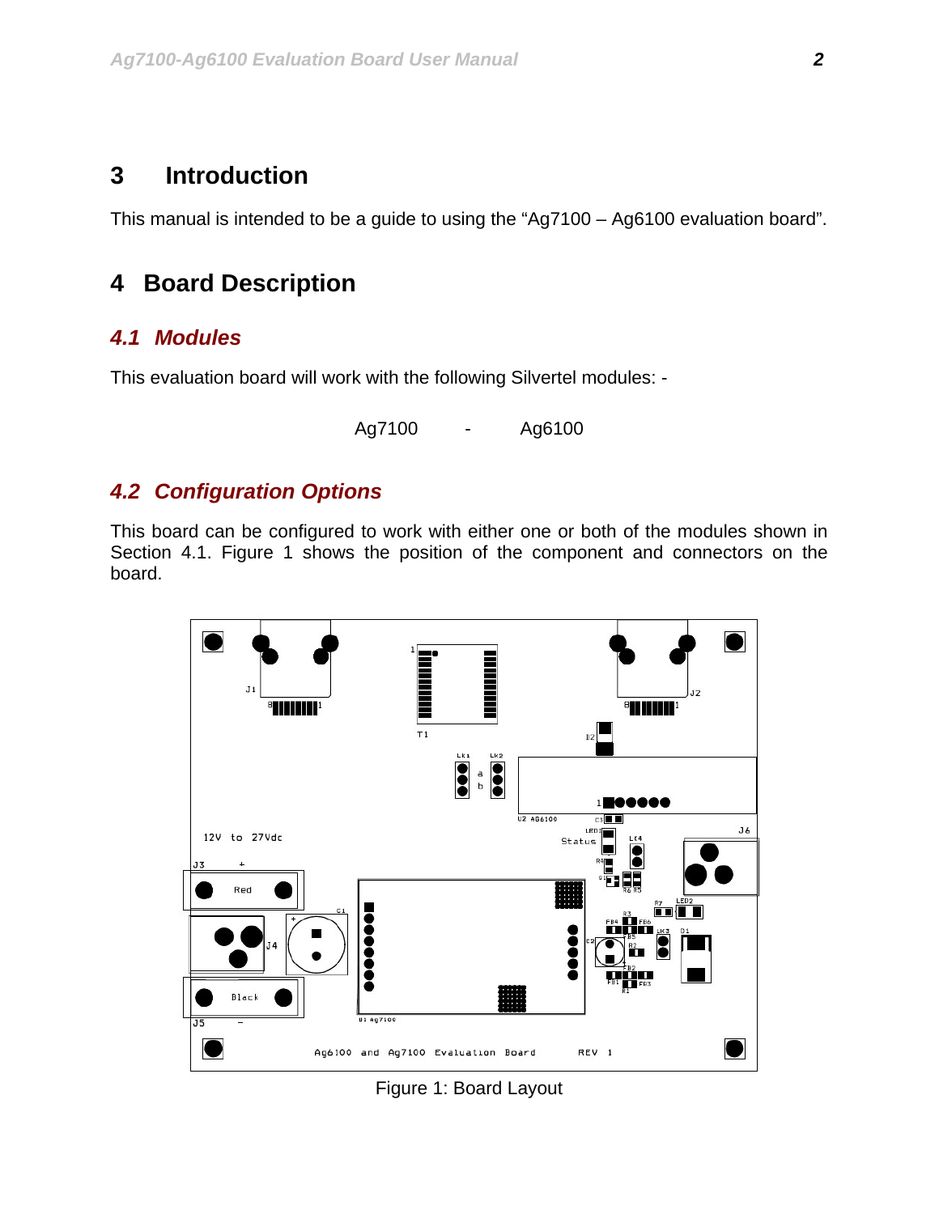# 3 Introduction

This manual is intended to be a guide to using the “Ag7100 – Ag6100 evaluation board”.

# 4 Board Description

## *4.1 Modules*

This evaluation board will work with the following Silvertel modules: -

Ag7100 - Ag6100

## *4.2 Configuration Options*

This board can be configured to work with either one or both of the modules shown in Section 4.1. Figure 1 shows the position of the component and connectors on the board.

Figure 1: Board Layout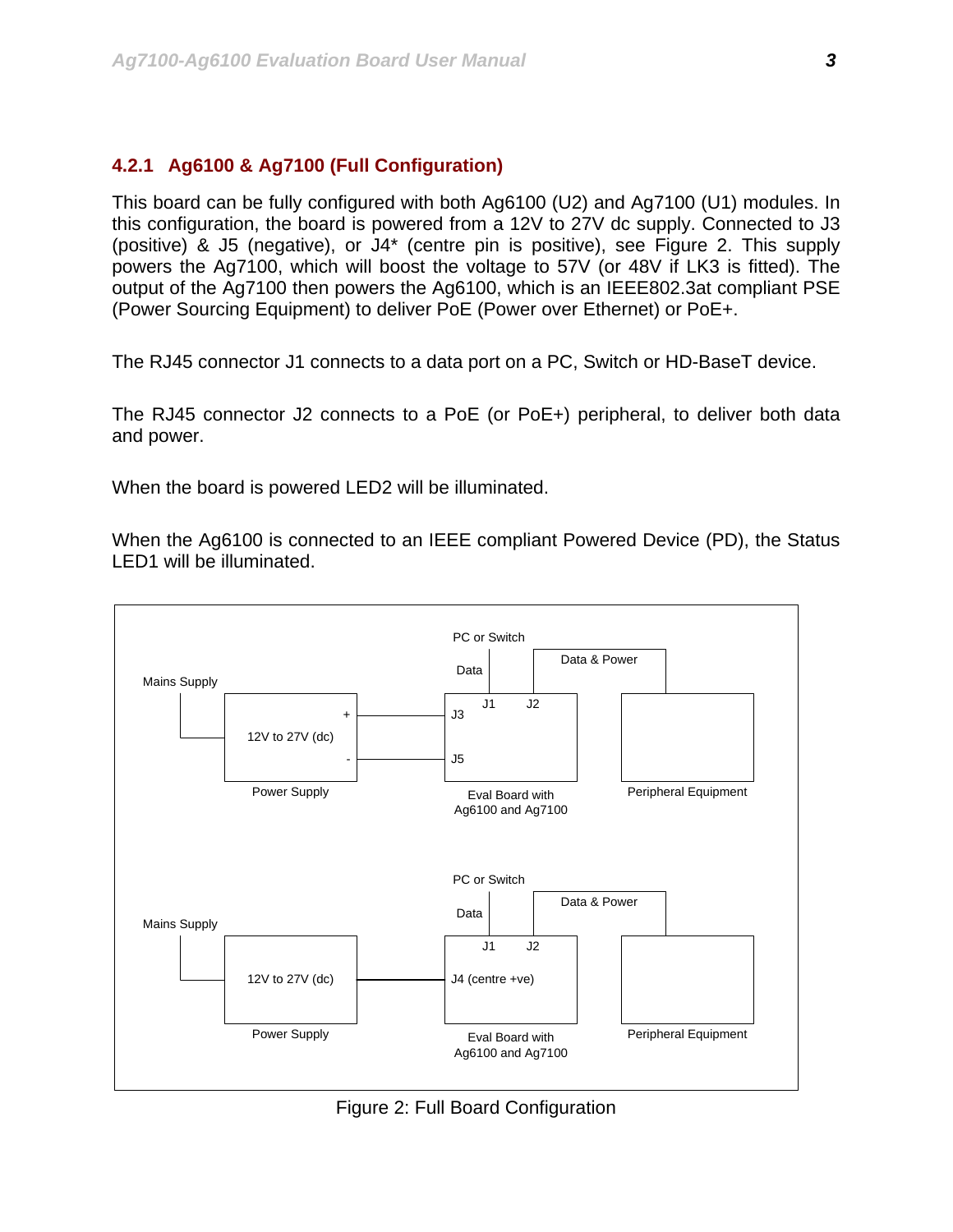### 4.2.1 Ag6100 & Ag7100 (Full Configuration)

This board can be fully configured with both Ag6100 (U2) and Ag7100 (U1) modules. In this configuration, the board is powered from a 12V to 27V dc supply. Connected to J3 (positive) & J5 (negative), or J4* (centre pin is positive), see Figure 2. This supply powers the Ag7100, which will boost the voltage to 57V (or 48V if LK3 is fitted). The output of the Ag7100 then powers the Ag6100, which is an IEEE802.3at compliant PSE (Power Sourcing Equipment) to deliver PoE (Power over Ethernet) or PoE+.

The RJ45 connector J1 connects to a data port on a PC, Switch or HD-BaseT device.

The RJ45 connector J2 connects to a PoE (or PoE+) peripheral, to deliver both data and power.

When the board is powered LED2 will be illuminated.

When the Ag6100 is connected to an IEEE compliant Powered Device (PD), the Status LED1 will be illuminated.

Mains Supply — 12V to 27V (dc) (+ → J3, - → J5) — Power Supply; PC or Switch — Data — J1; J2 — Data & Power — Peripheral Equipment; Eval Board with Ag6100 and Ag7100

Mains Supply — 12V to 27V (dc) → J4 (centre +ve) — Power Supply; PC or Switch — Data — J1; J2 — Data & Power — Peripheral Equipment; Eval Board with Ag6100 and Ag7100

Figure 2: Full Board Configuration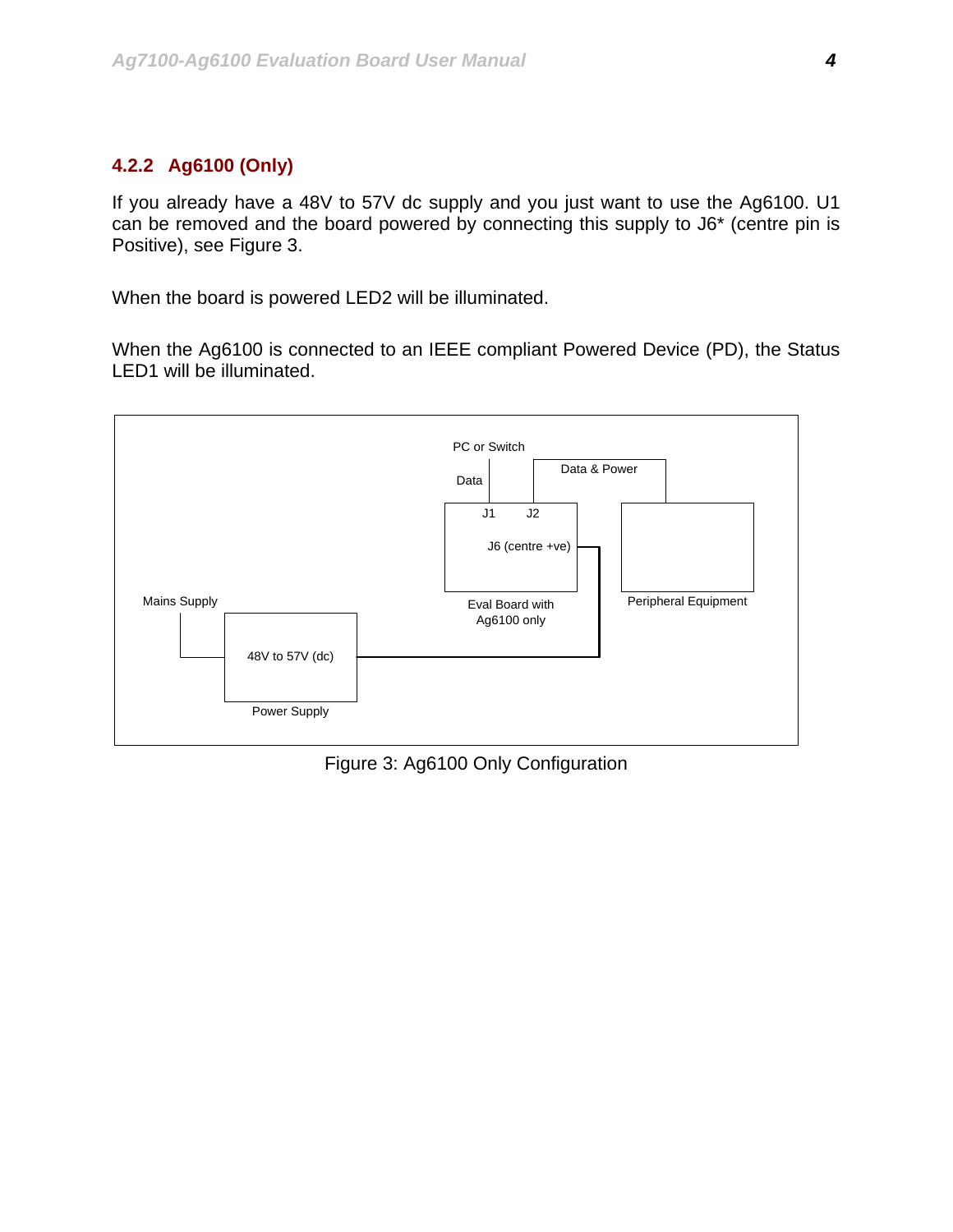### 4.2.2 Ag6100 (Only)

If you already have a 48V to 57V dc supply and you just want to use the Ag6100. U1 can be removed and the board powered by connecting this supply to J6* (centre pin is Positive), see Figure 3.

When the board is powered LED2 will be illuminated.

When the Ag6100 is connected to an IEEE compliant Powered Device (PD), the Status LED1 will be illuminated.

Figure 3: Ag6100 Only Configuration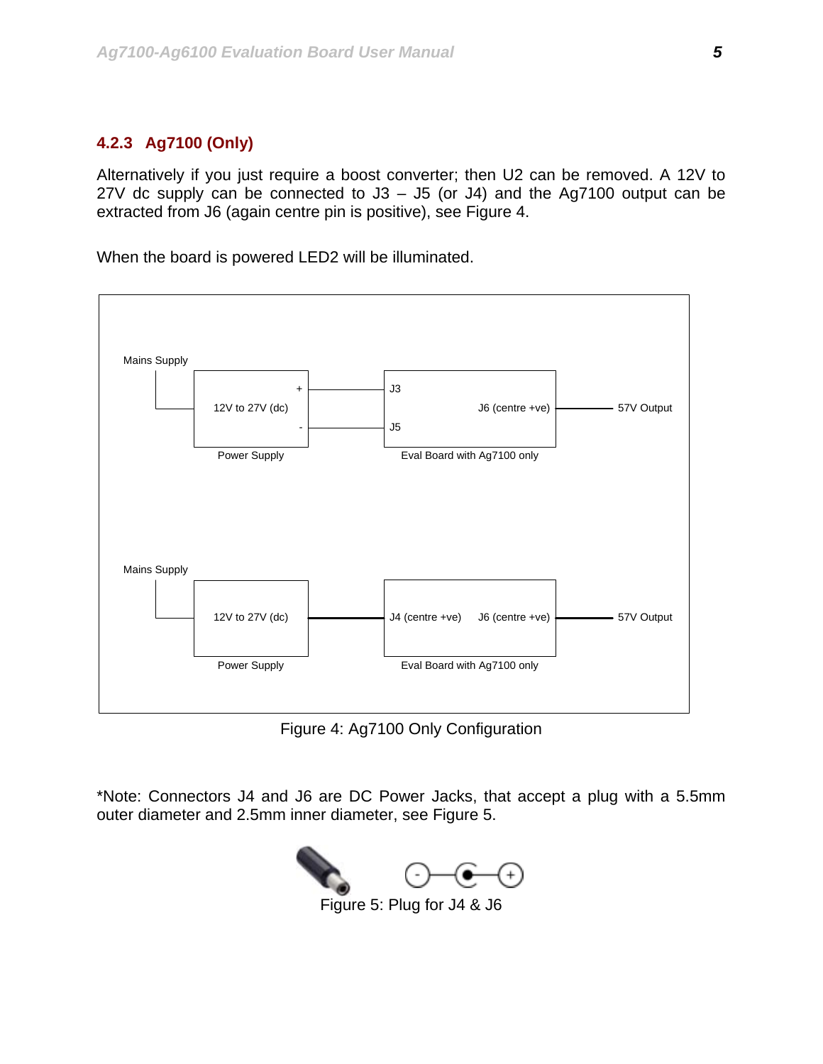### 4.2.3 Ag7100 (Only)

Alternatively if you just require a boost converter; then U2 can be removed. A 12V to 27V dc supply can be connected to J3 – J5 (or J4) and the Ag7100 output can be extracted from J6 (again centre pin is positive), see Figure 4.

When the board is powered LED2 will be illuminated.

Mains Supply

12V to 27V (dc)

Power Supply

J3

J5

J6 (centre +ve)

Eval Board with Ag7100 only

57V Output

Mains Supply

12V to 27V (dc)

Power Supply

J4 (centre +ve)

J6 (centre +ve)

Eval Board with Ag7100 only

57V Output

Figure 4: Ag7100 Only Configuration

*Note: Connectors J4 and J6 are DC Power Jacks, that accept a plug with a 5.5mm outer diameter and 2.5mm inner diameter, see Figure 5.

Figure 5: Plug for J4 & J6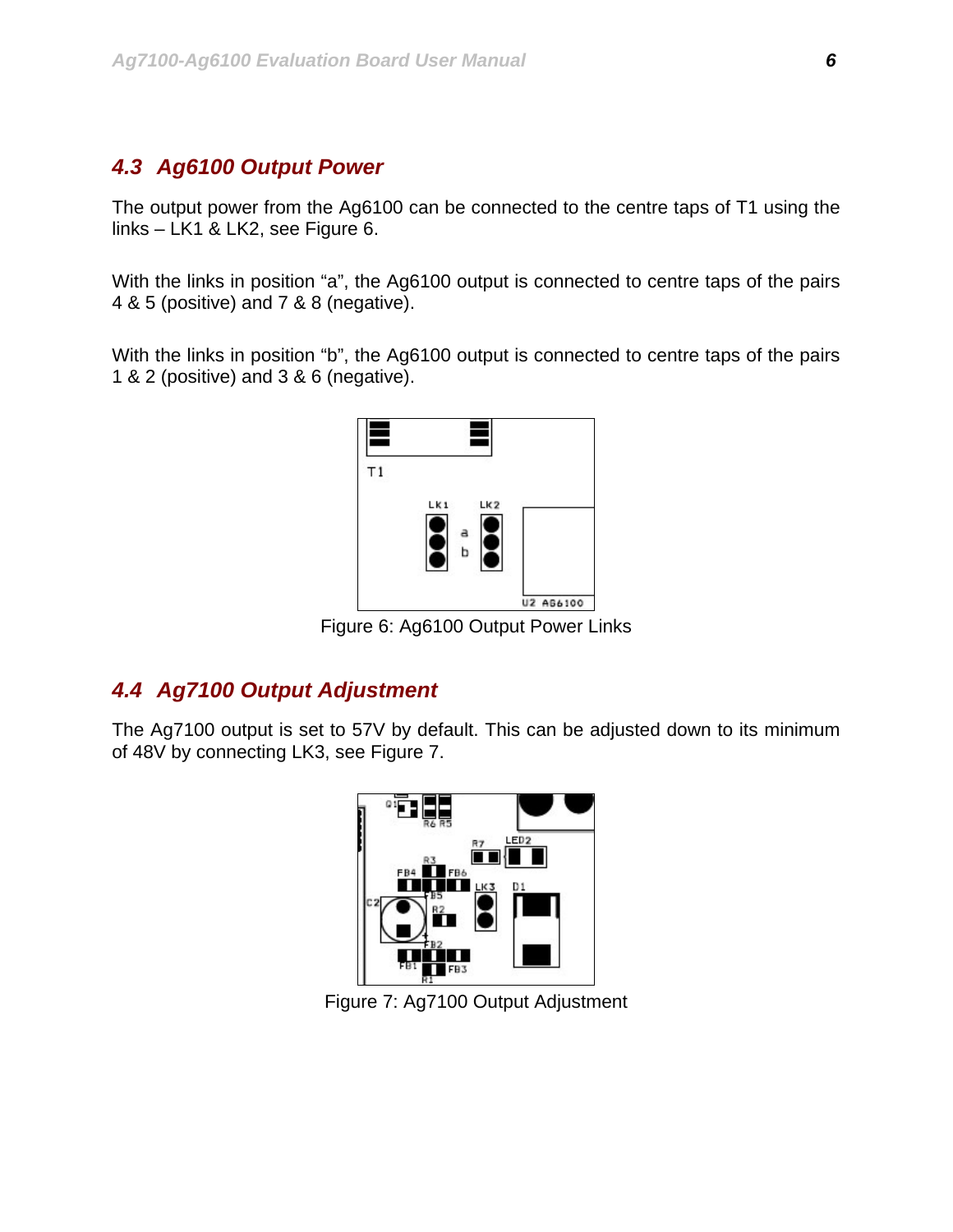## 4.3 Ag6100 Output Power

The output power from the Ag6100 can be connected to the centre taps of T1 using the links – LK1 & LK2, see Figure 6.

With the links in position “a”, the Ag6100 output is connected to centre taps of the pairs 4 & 5 (positive) and 7 & 8 (negative).

With the links in position “b”, the Ag6100 output is connected to centre taps of the pairs 1 & 2 (positive) and 3 & 6 (negative).

Figure 6: Ag6100 Output Power Links

## 4.4 Ag7100 Output Adjustment

The Ag7100 output is set to 57V by default. This can be adjusted down to its minimum of 48V by connecting LK3, see Figure 7.

Figure 7: Ag7100 Output Adjustment